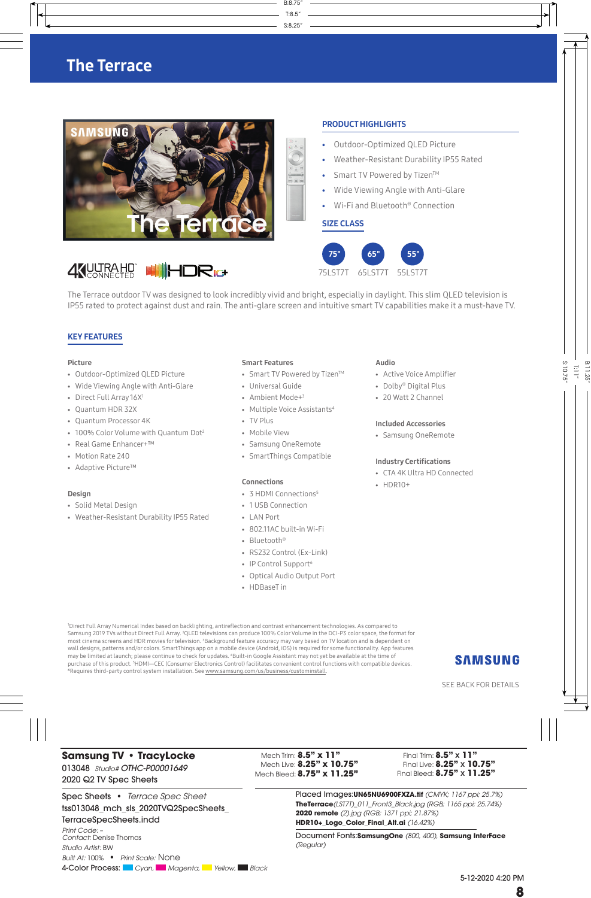# The Terrace

## PRODUCT HIGHLIGHTS

- Outdoor-Optimized QLED Picture
- Weather-Resistant Durability IP55 Rated
- Smart TV Powered by Tizen™
- Wide Viewing Angle with Anti-Glare
- Wi-Fi and Bluetooth® Connection

## SIZE CLASS

75" 75LST7T
65" 65LST7T
55" 55LST7T

The Terrace outdoor TV was designed to look incredibly vivid and bright, especially in daylight. This slim QLED television is IP55 rated to protect against dust and rain. The anti-glare screen and intuitive smart TV capabilities make it a must-have TV.

## KEY FEATURES

### Picture
- Outdoor-Optimized QLED Picture
- Wide Viewing Angle with Anti-Glare
- Direct Full Array 16X[1]
- Quantum HDR 32X
- Quantum Processor 4K
- 100% Color Volume with Quantum Dot[2]
- Real Game Enhancer+™
- Motion Rate 240
- Adaptive Picture™

### Design
- Solid Metal Design
- Weather-Resistant Durability IP55 Rated

### Smart Features
- Smart TV Powered by Tizen™
- Universal Guide
- Ambient Mode+[3]
- Multiple Voice Assistants[4]
- TV Plus
- Mobile View
- Samsung OneRemote
- SmartThings Compatible

### Connections
- 3 HDMI Connections[5]
- 1 USB Connection
- LAN Port
- 802.11AC built-in Wi-Fi
- Bluetooth®
- RS232 Control (Ex-Link)
- IP Control Support[6]
- Optical Audio Output Port
- HDBaseT in

### Audio
- Active Voice Amplifier
- Dolby® Digital Plus
- 20 Watt 2 Channel

### Included Accessories
- Samsung OneRemote

### Industry Certifications
- CTA 4K Ultra HD Connected
- HDR10+

[1]Direct Full Array Numerical Index based on backlighting, antireflection and contrast enhancement technologies. As compared to Samsung 2019 TVs without Direct Full Array. [2]QLED televisions can produce 100% Color Volume in the DCI-P3 color space, the format for most cinema screens and HDR movies for television. [3]Background feature accuracy may vary based on TV location and is dependent on wall designs, patterns and/or colors. SmartThings app on a mobile device (Android, iOS) is required for some functionality. App features may be limited at launch; please continue to check for updates. [4]Built-in Google Assistant may not yet be available at the time of purchase of this product. [5]HDMI—CEC (Consumer Electronics Control) facilitates convenient control functions with compatible devices. [6]Requires third-party control system installation. See www.samsung.com/us/business/custominstall.

SAMSUNG

SEE BACK FOR DETAILS

**Samsung TV • TracyLocke**
013048 *Studio# OTHC-P00001649*
2020 Q2 TV Spec Sheets

Mech Trim: **8.5" x 11"**
Mech Live: **8.25" x 10.75"**
Mech Bleed: **8.75" x 11.25"**

Final Trim: **8.5" x 11"**
Final Live: **8.25" x 10.75"**
Final Bleed: **8.75" x 11.25"**

Spec Sheets • *Terrace Spec Sheet*
tss013048_mch_sls_2020TVQ2SpecSheets_TerraceSpecSheets.indd
*Print Code:* –
*Contact:* Denise Thomas
*Studio Artist:* BW
*Built At:* 100% • *Print Scale:* None
4-Color Process: *Cyan, Magenta, Yellow, Black*

Placed Images: **UN65NU6900FXZA.tif** *(CMYK; 1167 ppi; 25.7%)*
**TheTerrace***(LST7T)_011_Front3_Black.jpg (RGB; 1165 ppi; 25.74%)*
**2020 remote** *(2).jpg (RGB; 1371 ppi; 21.87%)*
**HDR10+_Logo_Color_Final_Alt.ai** *(16.42%)*

Document Fonts: **SamsungOne** *(800, 400),* **Samsung InterFace** *(Regular)*

5-12-2020 4:20 PM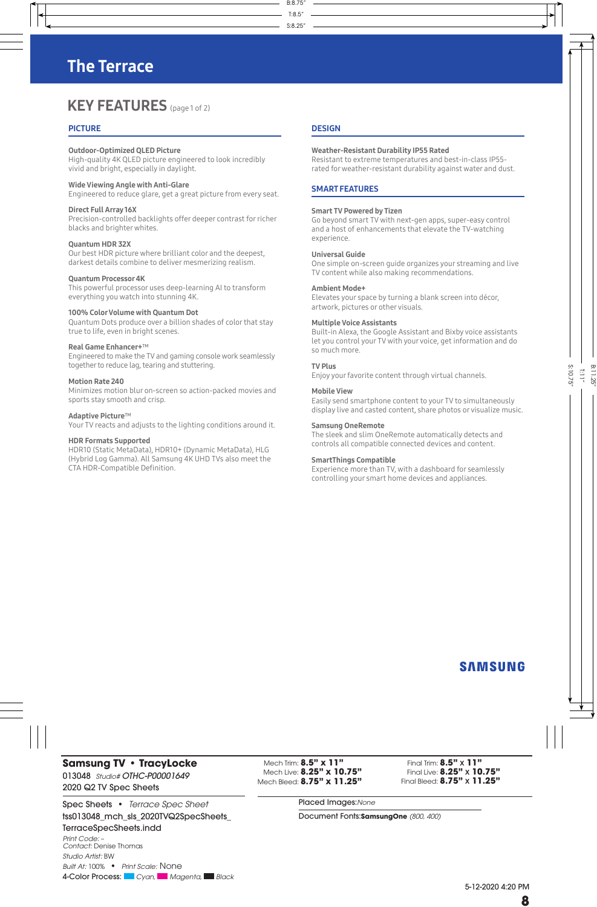# The Terrace

## KEY FEATURES (page 1 of 2)

### PICTURE

**Outdoor-Optimized QLED Picture**
High-quality 4K QLED picture engineered to look incredibly vivid and bright, especially in daylight.

**Wide Viewing Angle with Anti-Glare**
Engineered to reduce glare, get a great picture from every seat.

**Direct Full Array 16X**
Precision-controlled backlights offer deeper contrast for richer blacks and brighter whites.

**Quantum HDR 32X**
Our best HDR picture where brilliant color and the deepest, darkest details combine to deliver mesmerizing realism.

**Quantum Processor 4K**
This powerful processor uses deep-learning AI to transform everything you watch into stunning 4K.

**100% Color Volume with Quantum Dot**
Quantum Dots produce over a billion shades of color that stay true to life, even in bright scenes.

**Real Game Enhancer+™**
Engineered to make the TV and gaming console work seamlessly together to reduce lag, tearing and stuttering.

**Motion Rate 240**
Minimizes motion blur on-screen so action-packed movies and sports stay smooth and crisp.

**Adaptive Picture™**
Your TV reacts and adjusts to the lighting conditions around it.

**HDR Formats Supported**
HDR10 (Static MetaData), HDR10+ (Dynamic MetaData), HLG (Hybrid Log Gamma). All Samsung 4K UHD TVs also meet the CTA HDR-Compatible Definition.

### DESIGN

**Weather-Resistant Durability IP55 Rated**
Resistant to extreme temperatures and best-in-class IP55-rated for weather-resistant durability against water and dust.

### SMART FEATURES

**Smart TV Powered by Tizen**
Go beyond smart TV with next-gen apps, super-easy control and a host of enhancements that elevate the TV-watching experience.

**Universal Guide**
One simple on-screen guide organizes your streaming and live TV content while also making recommendations.

**Ambient Mode+**
Elevates your space by turning a blank screen into décor, artwork, pictures or other visuals.

**Multiple Voice Assistants**
Built-in Alexa, the Google Assistant and Bixby voice assistants let you control your TV with your voice, get information and do so much more.

**TV Plus**
Enjoy your favorite content through virtual channels.

**Mobile View**
Easily send smartphone content to your TV to simultaneously display live and casted content, share photos or visualize music.

**Samsung OneRemote**
The sleek and slim OneRemote automatically detects and controls all compatible connected devices and content.

**SmartThings Compatible**
Experience more than TV, with a dashboard for seamlessly controlling your smart home devices and appliances.

SAMSUNG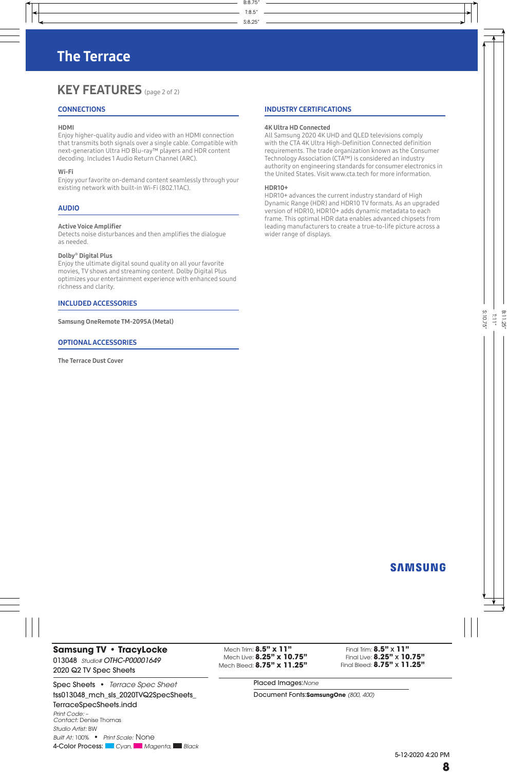# The Terrace

## KEY FEATURES (page 2 of 2)

### CONNECTIONS

**HDMI**
Enjoy higher-quality audio and video with an HDMI connection that transmits both signals over a single cable. Compatible with next-generation Ultra HD Blu-ray™ players and HDR content decoding. Includes 1 Audio Return Channel (ARC).

**Wi-Fi**
Enjoy your favorite on-demand content seamlessly through your existing network with built-in Wi-Fi (802.11AC).

### AUDIO

**Active Voice Amplifier**
Detects noise disturbances and then amplifies the dialogue as needed.

**Dolby® Digital Plus**
Enjoy the ultimate digital sound quality on all your favorite movies, TV shows and streaming content. Dolby Digital Plus optimizes your entertainment experience with enhanced sound richness and clarity.

### INCLUDED ACCESSORIES

**Samsung OneRemote TM-2095A (Metal)**

### OPTIONAL ACCESSORIES

**The Terrace Dust Cover**

### INDUSTRY CERTIFICATIONS

**4K Ultra HD Connected**
All Samsung 2020 4K UHD and QLED televisions comply with the CTA 4K Ultra High-Definition Connected definition requirements. The trade organization known as the Consumer Technology Association (CTA™) is considered an industry authority on engineering standards for consumer electronics in the United States. Visit www.cta.tech for more information.

**HDR10+**
HDR10+ advances the current industry standard of High Dynamic Range (HDR) and HDR10 TV formats. As an upgraded version of HDR10, HDR10+ adds dynamic metadata to each frame. This optimal HDR data enables advanced chipsets from leading manufacturers to create a true-to-life picture across a wider range of displays.

SAMSUNG

**Samsung TV • TracyLocke**
013048 *Studio# OTHC-P00001649*
2020 Q2 TV Spec Sheets

Mech Trim: **8.5" x 11"**
Mech Live: **8.25" x 10.75"**
Mech Bleed: **8.75" x 11.25"**

Final Trim: **8.5" x 11"**
Final Live: **8.25" x 10.75"**
Final Bleed: **8.75" x 11.25"**

Spec Sheets • *Terrace Spec Sheet*
tss013048_mch_sls_2020TVQ2SpecSheets_TerraceSpecSheets.indd
*Print Code:* –
*Contact:* Denise Thomas
*Studio Artist:* BW
*Built At:* 100% • *Print Scale:* None
4-Color Process: *Cyan, Magenta, Black*

Placed Images: *None*
Document Fonts: **SamsungOne** *(800, 400)*

5-12-2020 4:20 PM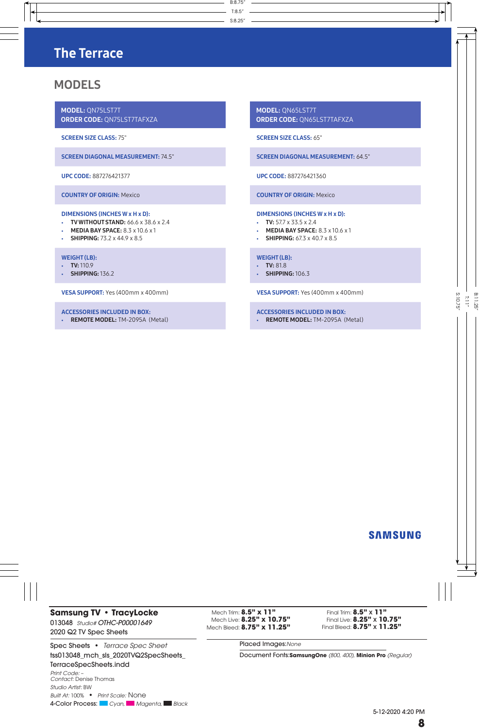# The Terrace

## MODELS

**MODEL:** QN75LST7T
**ORDER CODE:** QN75LST7TAFXZA

**SCREEN SIZE CLASS:** 75"

**SCREEN DIAGONAL MEASUREMENT:** 74.5"

**UPC CODE:** 887276421377

**COUNTRY OF ORIGIN:** Mexico

**DIMENSIONS (INCHES W x H x D):**
- **TV WITHOUT STAND:** 66.6 x 38.6 x 2.4
- **MEDIA BAY SPACE:** 8.3 x 10.6 x 1
- **SHIPPING:** 73.2 x 44.9 x 8.5

**WEIGHT (LB):**
- **TV:** 110.9
- **SHIPPING:** 136.2

**VESA SUPPORT:** Yes (400mm x 400mm)

**ACCESSORIES INCLUDED IN BOX:**
- **REMOTE MODEL:** TM-2095A (Metal)

**MODEL:** QN65LST7T
**ORDER CODE:** QN65LST7TAFXZA

**SCREEN SIZE CLASS:** 65"

**SCREEN DIAGONAL MEASUREMENT:** 64.5"

**UPC CODE:** 887276421360

**COUNTRY OF ORIGIN:** Mexico

**DIMENSIONS (INCHES W x H x D):**
- **TV:** 57.7 x 33.5 x 2.4
- **MEDIA BAY SPACE:** 8.3 x 10.6 x 1
- **SHIPPING:** 67.3 x 40.7 x 8.5

**WEIGHT (LB):**
- **TV:** 81.8
- **SHIPPING:** 106.3

**VESA SUPPORT:** Yes (400mm x 400mm)

**ACCESSORIES INCLUDED IN BOX:**
- **REMOTE MODEL:** TM-2095A (Metal)

SAMSUNG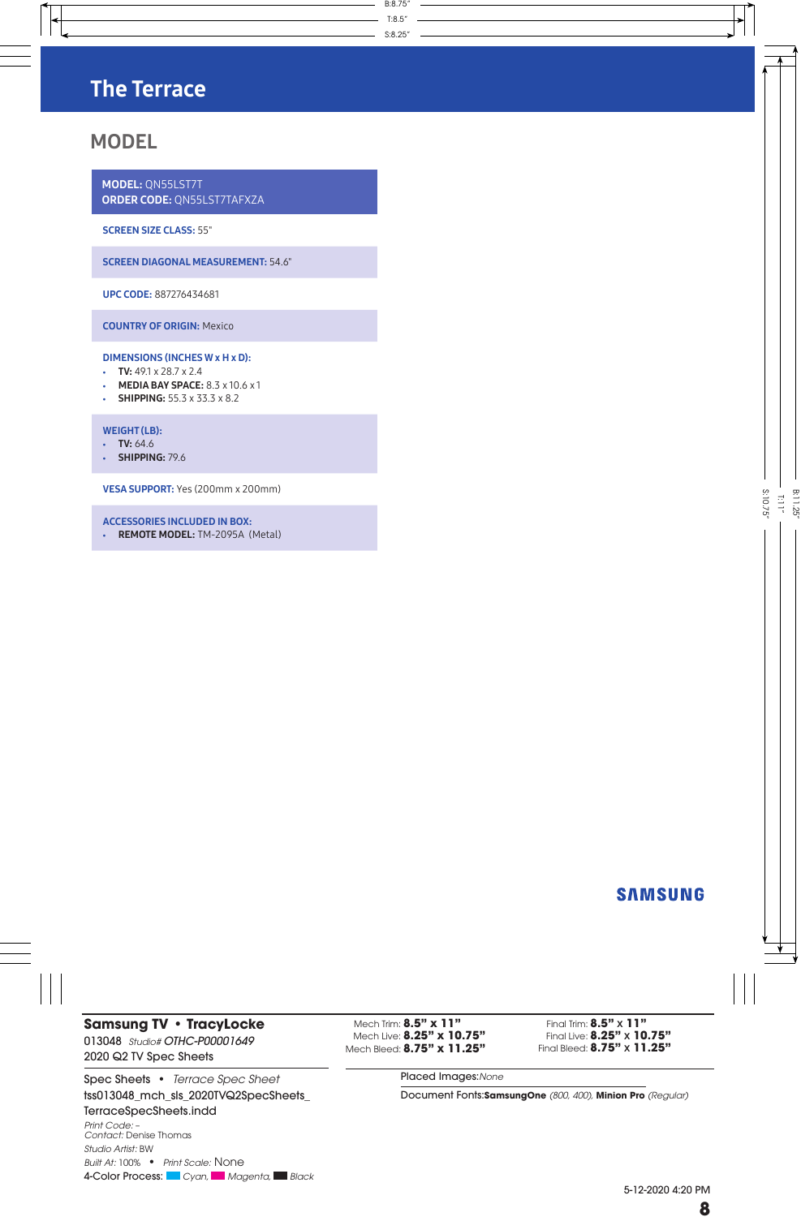# The Terrace

## MODEL

**MODEL:** QN55LST7T
**ORDER CODE:** QN55LST7TAFXZA

**SCREEN SIZE CLASS:** 55"

**SCREEN DIAGONAL MEASUREMENT:** 54.6"

**UPC CODE:** 887276434681

**COUNTRY OF ORIGIN:** Mexico

**DIMENSIONS (INCHES W x H x D):**
- **TV:** 49.1 x 28.7 x 2.4
- **MEDIA BAY SPACE:** 8.3 x 10.6 x 1
- **SHIPPING:** 55.3 x 33.3 x 8.2

**WEIGHT (LB):**
- **TV:** 64.6
- **SHIPPING:** 79.6

**VESA SUPPORT:** Yes (200mm x 200mm)

**ACCESSORIES INCLUDED IN BOX:**
- **REMOTE MODEL:** TM-2095A (Metal)

SAMSUNG

**Samsung TV • TracyLocke**
013048 *Studio# OTHC-P00001649*
2020 Q2 TV Spec Sheets

Spec Sheets • *Terrace Spec Sheet*
tss013048_mch_sls_2020TVQ2SpecSheets_TerraceSpecSheets.indd
*Print Code:* –
*Contact:* Denise Thomas
*Studio Artist:* BW
*Built At:* 100% • *Print Scale:* None
4-Color Process: *Cyan, Magenta, Black*

Mech Trim: **8.5" x 11"**
Mech Live: **8.25" x 10.75"**
Mech Bleed: **8.75" x 11.25"**

Final Trim: **8.5" x 11"**
Final Live: **8.25" x 10.75"**
Final Bleed: **8.75" x 11.25"**

Placed Images: *None*

Document Fonts: **SamsungOne** *(800, 400)*, **Minion Pro** *(Regular)*

5-12-2020 4:20 PM